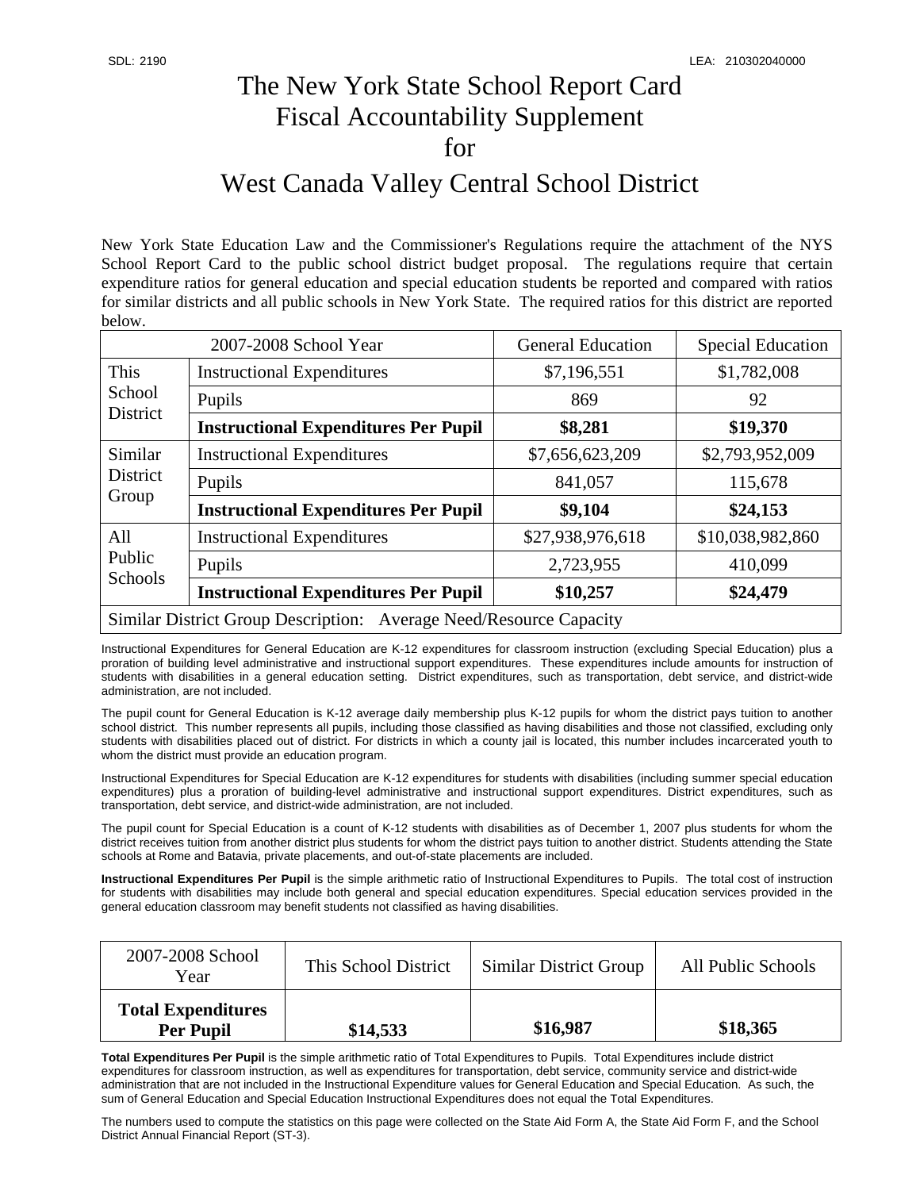SDL: 2190 LEA: 210302040000

# The New York State School Report Card Fiscal Accountability Supplement for West Canada Valley Central School District

New York State Education Law and the Commissioner's Regulations require the attachment of the NYS School Report Card to the public school district budget proposal. The regulations require that certain expenditure ratios for general education and special education students be reported and compared with ratios for similar districts and all public schools in New York State. The required ratios for this district are reported below.

| 2007-2008 School Year | | General Education | Special Education |
|---|---|---|---|
| This School District | Instructional Expenditures | $7,196,551 | $1,782,008 |
| | Pupils | 869 | 92 |
| | **Instructional Expenditures Per Pupil** | **$8,281** | **$19,370** |
| Similar District Group | Instructional Expenditures | $7,656,623,209 | $2,793,952,009 |
| | Pupils | 841,057 | 115,678 |
| | **Instructional Expenditures Per Pupil** | **$9,104** | **$24,153** |
| All Public Schools | Instructional Expenditures | $27,938,976,618 | $10,038,982,860 |
| | Pupils | 2,723,955 | 410,099 |
| | **Instructional Expenditures Per Pupil** | **$10,257** | **$24,479** |
| Similar District Group Description: Average Need/Resource Capacity | | | |

Instructional Expenditures for General Education are K-12 expenditures for classroom instruction (excluding Special Education) plus a proration of building level administrative and instructional support expenditures. These expenditures include amounts for instruction of students with disabilities in a general education setting. District expenditures, such as transportation, debt service, and district-wide administration, are not included.

The pupil count for General Education is K-12 average daily membership plus K-12 pupils for whom the district pays tuition to another school district. This number represents all pupils, including those classified as having disabilities and those not classified, excluding only students with disabilities placed out of district. For districts in which a county jail is located, this number includes incarcerated youth to whom the district must provide an education program.

Instructional Expenditures for Special Education are K-12 expenditures for students with disabilities (including summer special education expenditures) plus a proration of building-level administrative and instructional support expenditures. District expenditures, such as transportation, debt service, and district-wide administration, are not included.

The pupil count for Special Education is a count of K-12 students with disabilities as of December 1, 2007 plus students for whom the district receives tuition from another district plus students for whom the district pays tuition to another district. Students attending the State schools at Rome and Batavia, private placements, and out-of-state placements are included.

**Instructional Expenditures Per Pupil** is the simple arithmetic ratio of Instructional Expenditures to Pupils. The total cost of instruction for students with disabilities may include both general and special education expenditures. Special education services provided in the general education classroom may benefit students not classified as having disabilities.

| 2007-2008 School Year | This School District | Similar District Group | All Public Schools |
|---|---|---|---|
| **Total Expenditures Per Pupil** | **$14,533** | **$16,987** | **$18,365** |

**Total Expenditures Per Pupil** is the simple arithmetic ratio of Total Expenditures to Pupils. Total Expenditures include district expenditures for classroom instruction, as well as expenditures for transportation, debt service, community service and district-wide administration that are not included in the Instructional Expenditure values for General Education and Special Education. As such, the sum of General Education and Special Education Instructional Expenditures does not equal the Total Expenditures.

The numbers used to compute the statistics on this page were collected on the State Aid Form A, the State Aid Form F, and the School District Annual Financial Report (ST-3).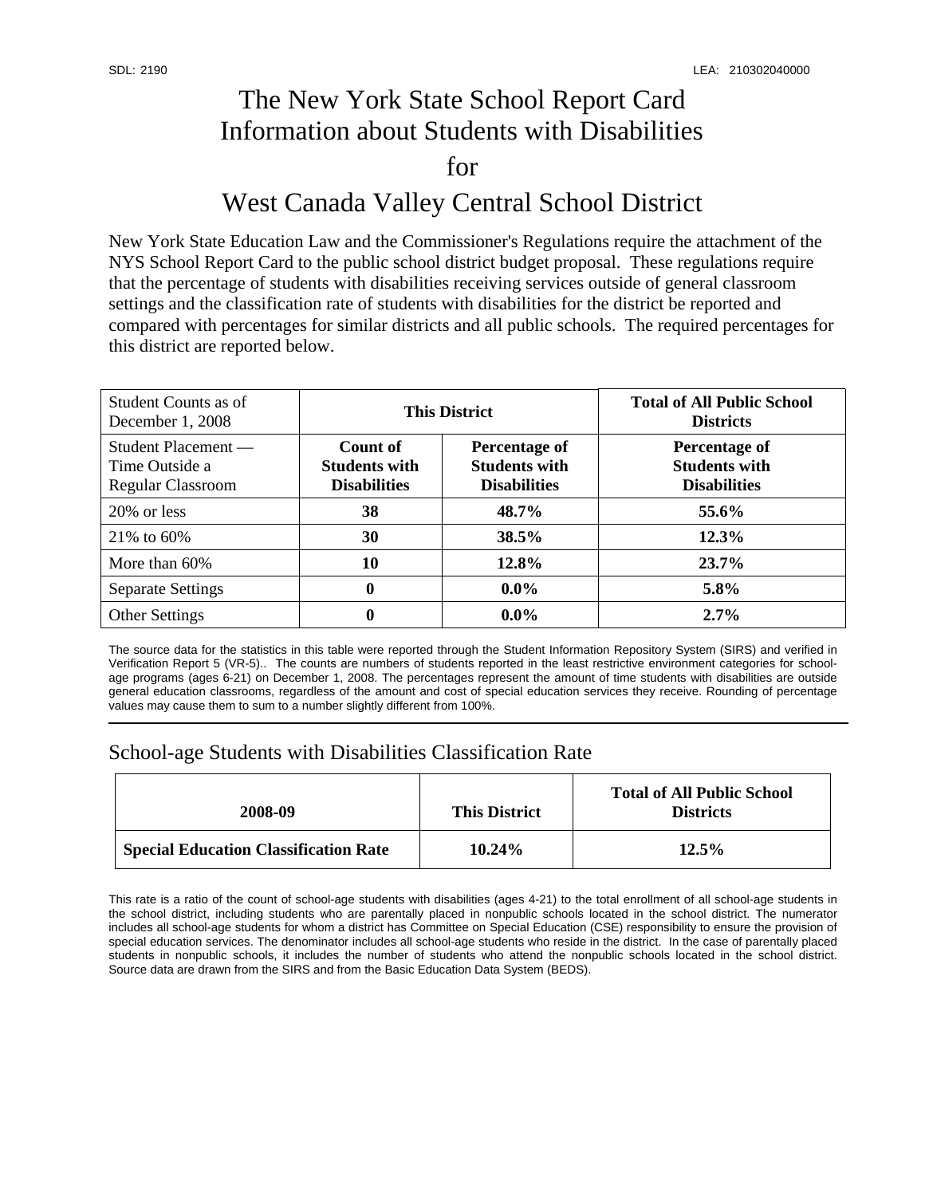SDL: 2190 LEA: 210302040000

# The New York State School Report Card Information about Students with Disabilities for West Canada Valley Central School District

New York State Education Law and the Commissioner's Regulations require the attachment of the NYS School Report Card to the public school district budget proposal. These regulations require that the percentage of students with disabilities receiving services outside of general classroom settings and the classification rate of students with disabilities for the district be reported and compared with percentages for similar districts and all public schools. The required percentages for this district are reported below.

| Student Counts as of December 1, 2008 | **This District** | | **Total of All Public School Districts** |
|---|---|---|---|
| Student Placement — Time Outside a Regular Classroom | **Count of Students with Disabilities** | **Percentage of Students with Disabilities** | **Percentage of Students with Disabilities** |
| 20% or less | **38** | **48.7%** | **55.6%** |
| 21% to 60% | **30** | **38.5%** | **12.3%** |
| More than 60% | **10** | **12.8%** | **23.7%** |
| Separate Settings | **0** | **0.0%** | **5.8%** |
| Other Settings | **0** | **0.0%** | **2.7%** |

The source data for the statistics in this table were reported through the Student Information Repository System (SIRS) and verified in Verification Report 5 (VR-5).. The counts are numbers of students reported in the least restrictive environment categories for school-age programs (ages 6-21) on December 1, 2008. The percentages represent the amount of time students with disabilities are outside general education classrooms, regardless of the amount and cost of special education services they receive. Rounding of percentage values may cause them to sum to a number slightly different from 100%.

## School-age Students with Disabilities Classification Rate

| **2008-09** | **This District** | **Total of All Public School Districts** |
|---|---|---|
| **Special Education Classification Rate** | **10.24%** | **12.5%** |

This rate is a ratio of the count of school-age students with disabilities (ages 4-21) to the total enrollment of all school-age students in the school district, including students who are parentally placed in nonpublic schools located in the school district. The numerator includes all school-age students for whom a district has Committee on Special Education (CSE) responsibility to ensure the provision of special education services. The denominator includes all school-age students who reside in the district. In the case of parentally placed students in nonpublic schools, it includes the number of students who attend the nonpublic schools located in the school district. Source data are drawn from the SIRS and from the Basic Education Data System (BEDS).